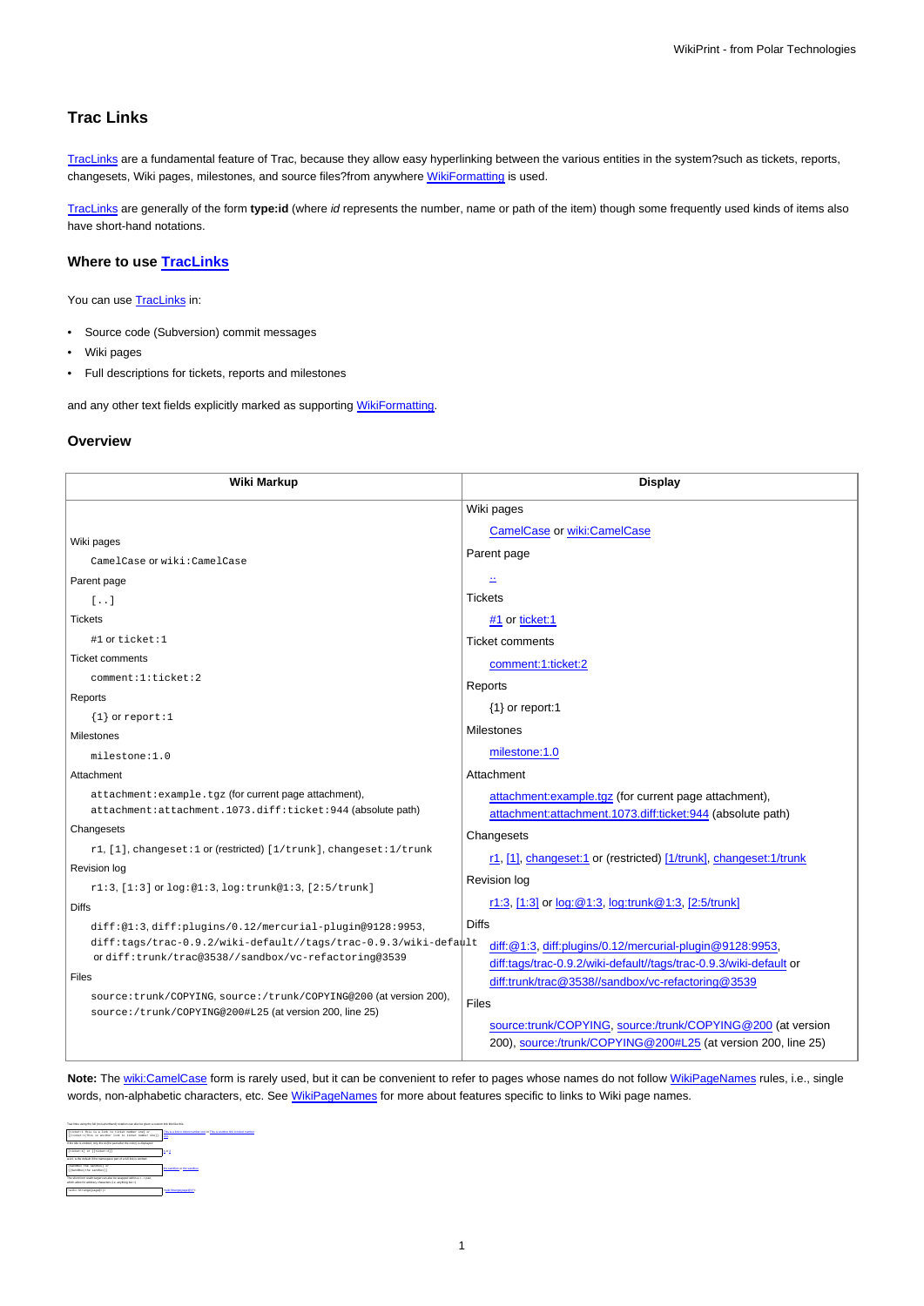# Trac Links

TracLinks are a fundamental feature of Trac, because they allow easy hyperlinking between the various entities in the system?such as tickets, reports, changesets, Wiki pages, milestones, and source files?from anywhere WikiFormatting is used.

TracLinks are generally of the form **type:id** (where *id* represents the number, name or path of the item) though some frequently used kinds of items also have short-hand notations.

## Where to use TracLinks

You can use TracLinks in:

- Source code (Subversion) commit messages
- Wiki pages
- Full descriptions for tickets, reports and milestones

and any other text fields explicitly marked as supporting WikiFormatting.

## Overview

| Wiki Markup | Display |
|---|---|
| Wiki pages<br>`CamelCase` or `wiki:CamelCase` | Wiki pages<br>CamelCase or wiki:CamelCase |
| Parent page<br>`[..]` | Parent page<br>.. |
| Tickets<br>`#1` or `ticket:1` | Tickets<br>#1 or ticket:1 |
| Ticket comments<br>`comment:1:ticket:2` | Ticket comments<br>comment:1:ticket:2 |
| Reports<br>`{1}` or `report:1` | Reports<br>{1} or report:1 |
| Milestones<br>`milestone:1.0` | Milestones<br>milestone:1.0 |
| Attachment<br>`attachment:example.tgz` (for current page attachment), `attachment:attachment.1073.diff:ticket:944` (absolute path) | Attachment<br>attachment:example.tgz (for current page attachment), attachment:attachment.1073.diff:ticket:944 (absolute path) |
| Changesets<br>`r1`, `[1]`, `changeset:1` or (restricted) `[1/trunk]`, `changeset:1/trunk` | Changesets<br>r1, [1], changeset:1 or (restricted) [1/trunk], changeset:1/trunk |
| Revision log<br>`r1:3`, `[1:3]` or `log:@1:3`, `log:trunk@1:3`, `[2:5/trunk]` | Revision log<br>r1:3, [1:3] or log:@1:3, log:trunk@1:3, [2:5/trunk] |
| Diffs<br>`diff:@1:3`, `diff:plugins/0.12/mercurial-plugin@9128:9953`, `diff:tags/trac-0.9.2/wiki-default//tags/trac-0.9.3/wiki-default` or `diff:trunk/trac@3538//sandbox/vc-refactoring@3539` | Diffs<br>diff:@1:3, diff:plugins/0.12/mercurial-plugin@9128:9953, diff:tags/trac-0.9.2/wiki-default//tags/trac-0.9.3/wiki-default or diff:trunk/trac@3538//sandbox/vc-refactoring@3539 |
| Files<br>`source:trunk/COPYING`, `source:/trunk/COPYING@200` (at version 200), `source:/trunk/COPYING@200#L25` (at version 200, line 25) | Files<br>source:trunk/COPYING, source:/trunk/COPYING@200 (at version 200), source:/trunk/COPYING@200#L25 (at version 200, line 25) |

**Note:** The wiki:CamelCase form is rarely used, but it can be convenient to refer to pages whose names do not follow WikiPageNames rules, i.e., single words, non-alphabetic characters, etc. See WikiPageNames for more about features specific to links to Wiki page names.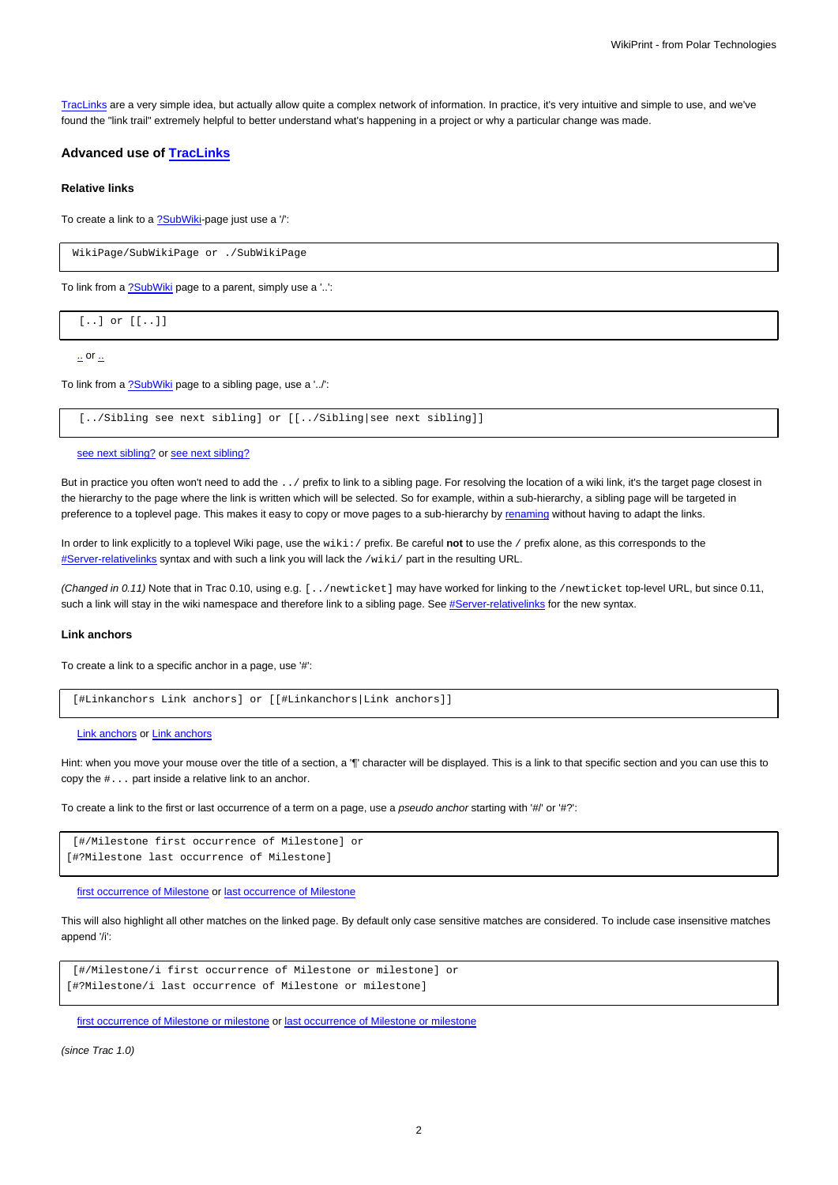TracLinks are a very simple idea, but actually allow quite a complex network of information. In practice, it's very intuitive and simple to use, and we've found the "link trail" extremely helpful to better understand what's happening in a project or why a particular change was made.

### Advanced use of TracLinks

#### Relative links

To create a link to a ?SubWiki-page just use a '/':

```
WikiPage/SubWikiPage or ./SubWikiPage
```

To link from a ?SubWiki page to a parent, simply use a '..':

```
[..] or [[..]]
```

.. or ..

To link from a ?SubWiki page to a sibling page, use a '../':

```
[../Sibling see next sibling] or [[../Sibling|see next sibling]]
```

see next sibling? or see next sibling?

But in practice you often won't need to add the `../` prefix to link to a sibling page. For resolving the location of a wiki link, it's the target page closest in the hierarchy to the page where the link is written which will be selected. So for example, within a sub-hierarchy, a sibling page will be targeted in preference to a toplevel page. This makes it easy to copy or move pages to a sub-hierarchy by renaming without having to adapt the links.

In order to link explicitly to a toplevel Wiki page, use the `wiki:/` prefix. Be careful **not** to use the `/` prefix alone, as this corresponds to the #Server-relativelinks syntax and with such a link you will lack the `/wiki/` part in the resulting URL.

*(Changed in 0.11)* Note that in Trac 0.10, using e.g. `[../newticket]` may have worked for linking to the `/newticket` top-level URL, but since 0.11, such a link will stay in the wiki namespace and therefore link to a sibling page. See #Server-relativelinks for the new syntax.

#### Link anchors

To create a link to a specific anchor in a page, use '#':

```
[#Linkanchors Link anchors] or [[#Linkanchors|Link anchors]]
```

Link anchors or Link anchors

Hint: when you move your mouse over the title of a section, a '¶' character will be displayed. This is a link to that specific section and you can use this to copy the `#...` part inside a relative link to an anchor.

To create a link to the first or last occurrence of a term on a page, use a *pseudo anchor* starting with '#/' or '#?':

```
[#/Milestone first occurrence of Milestone] or
[#?Milestone last occurrence of Milestone]
```

first occurrence of Milestone or last occurrence of Milestone

This will also highlight all other matches on the linked page. By default only case sensitive matches are considered. To include case insensitive matches append '/i':

```
[#/Milestone/i first occurrence of Milestone or milestone] or
[#?Milestone/i last occurrence of Milestone or milestone]
```

first occurrence of Milestone or milestone or last occurrence of Milestone or milestone

*(since Trac 1.0)*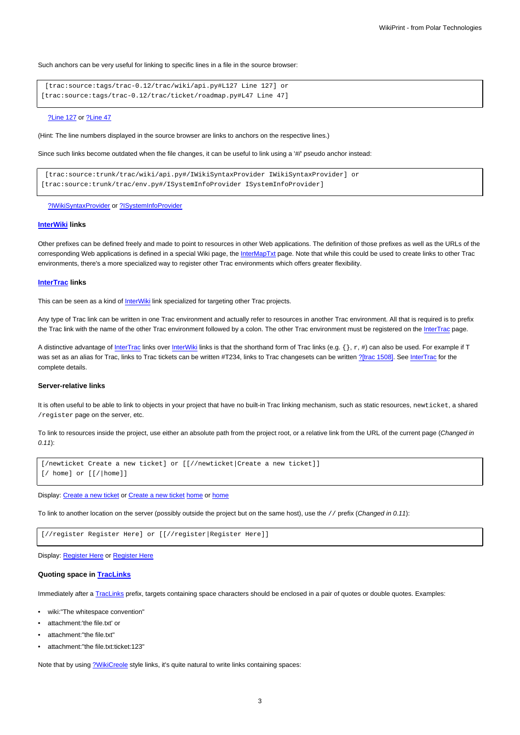Such anchors can be very useful for linking to specific lines in a file in the source browser:

```
 [trac:source:tags/trac-0.12/trac/wiki/api.py#L127 Line 127] or
[trac:source:tags/trac-0.12/trac/ticket/roadmap.py#L47 Line 47]
```

?Line 127 or ?Line 47

(Hint: The line numbers displayed in the source browser are links to anchors on the respective lines.)

Since such links become outdated when the file changes, it can be useful to link using a '#/' pseudo anchor instead:

```
 [trac:source:trunk/trac/wiki/api.py#/IWikiSyntaxProvider IWikiSyntaxProvider] or
[trac:source:trunk/trac/env.py#/ISystemInfoProvider ISystemInfoProvider]
```

?IWikiSyntaxProvider or ?ISystemInfoProvider

#### InterWiki links

Other prefixes can be defined freely and made to point to resources in other Web applications. The definition of those prefixes as well as the URLs of the corresponding Web applications is defined in a special Wiki page, the InterMapTxt page. Note that while this could be used to create links to other Trac environments, there's a more specialized way to register other Trac environments which offers greater flexibility.

#### InterTrac links

This can be seen as a kind of InterWiki link specialized for targeting other Trac projects.

Any type of Trac link can be written in one Trac environment and actually refer to resources in another Trac environment. All that is required is to prefix the Trac link with the name of the other Trac environment followed by a colon. The other Trac environment must be registered on the InterTrac page.

A distinctive advantage of InterTrac links over InterWiki links is that the shorthand form of Trac links (e.g. `{}`, `r`, `#`) can also be used. For example if T was set as an alias for Trac, links to Trac tickets can be written #T234, links to Trac changesets can be written ?[trac 1508]. See InterTrac for the complete details.

#### Server-relative links

It is often useful to be able to link to objects in your project that have no built-in Trac linking mechanism, such as static resources, `newticket`, a shared `/register` page on the server, etc.

To link to resources inside the project, use either an absolute path from the project root, or a relative link from the URL of the current page (*Changed in 0.11*):

```
[/newticket Create a new ticket] or [[//newticket|Create a new ticket]]
[/ home] or [[/|home]]
```

Display: Create a new ticket or Create a new ticket home or home

To link to another location on the server (possibly outside the project but on the same host), use the `//` prefix (*Changed in 0.11*):

```
[//register Register Here] or [[//register|Register Here]]
```

Display: Register Here or Register Here

#### Quoting space in TracLinks

Immediately after a TracLinks prefix, targets containing space characters should be enclosed in a pair of quotes or double quotes. Examples:

- wiki:"The whitespace convention"
- attachment:'the file.txt' or
- attachment:"the file.txt"
- attachment:"the file.txt:ticket:123"

Note that by using ?WikiCreole style links, it's quite natural to write links containing spaces: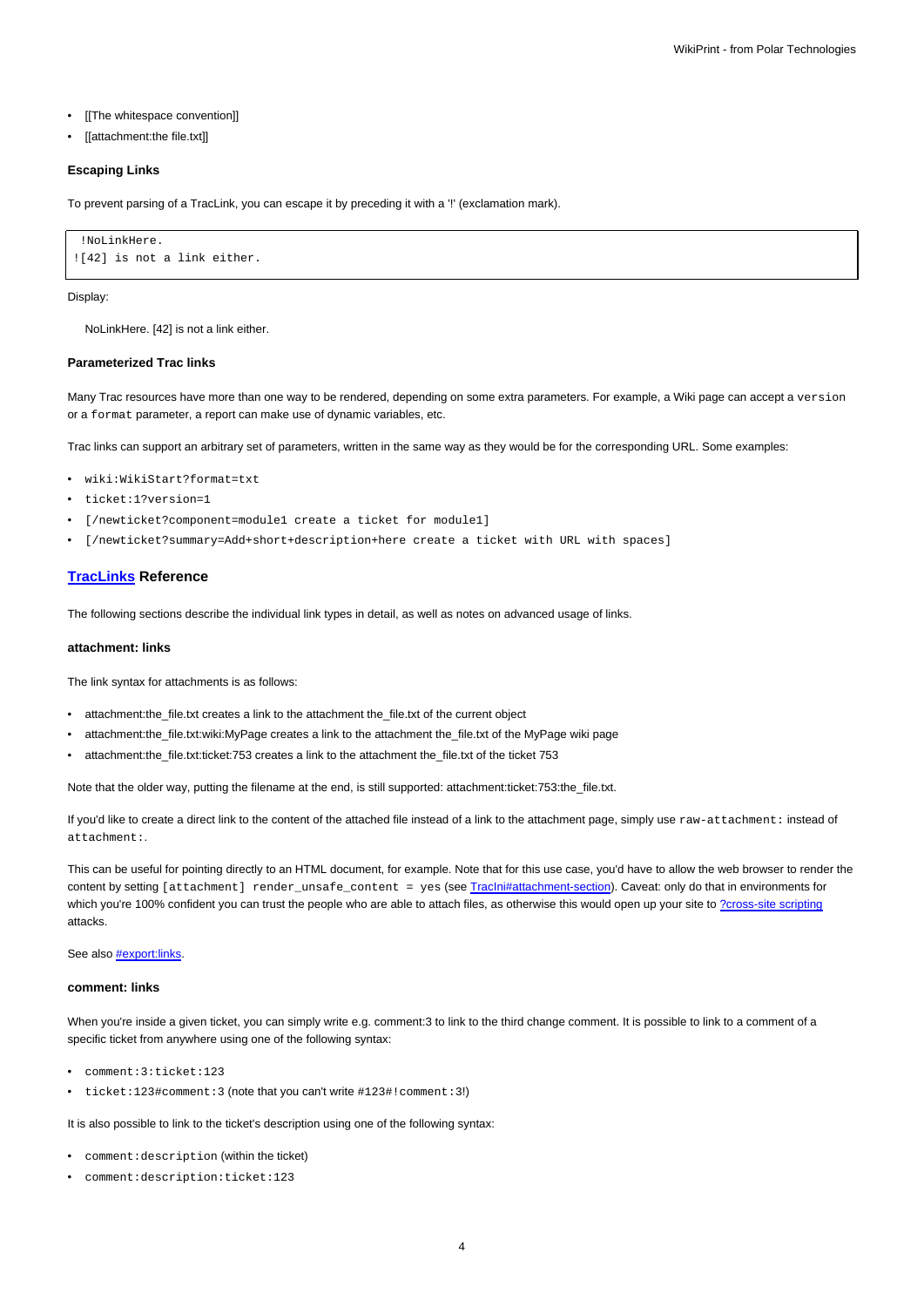- [[The whitespace convention]]
- [[attachment:the file.txt]]

#### Escaping Links

To prevent parsing of a TracLink, you can escape it by preceding it with a '!' (exclamation mark).

```
 !NoLinkHere.
![42] is not a link either.
```

Display:

NoLinkHere. [42] is not a link either.

#### Parameterized Trac links

Many Trac resources have more than one way to be rendered, depending on some extra parameters. For example, a Wiki page can accept a `version` or a `format` parameter, a report can make use of dynamic variables, etc.

Trac links can support an arbitrary set of parameters, written in the same way as they would be for the corresponding URL. Some examples:

- `wiki:WikiStart?format=txt`
- `ticket:1?version=1`
- `[/newticket?component=module1 create a ticket for module1]`
- `[/newticket?summary=Add+short+description+here create a ticket with URL with spaces]`

### TracLinks Reference

The following sections describe the individual link types in detail, as well as notes on advanced usage of links.

#### attachment: links

The link syntax for attachments is as follows:

- attachment:the_file.txt creates a link to the attachment the_file.txt of the current object
- attachment:the_file.txt:wiki:MyPage creates a link to the attachment the_file.txt of the MyPage wiki page
- attachment:the_file.txt:ticket:753 creates a link to the attachment the_file.txt of the ticket 753

Note that the older way, putting the filename at the end, is still supported: attachment:ticket:753:the_file.txt.

If you'd like to create a direct link to the content of the attached file instead of a link to the attachment page, simply use `raw-attachment:` instead of `attachment:`.

This can be useful for pointing directly to an HTML document, for example. Note that for this use case, you'd have to allow the web browser to render the content by setting `[attachment] render_unsafe_content = yes` (see TracIni#attachment-section). Caveat: only do that in environments for which you're 100% confident you can trust the people who are able to attach files, as otherwise this would open up your site to ?cross-site scripting attacks.

See also #export:links.

#### comment: links

When you're inside a given ticket, you can simply write e.g. comment:3 to link to the third change comment. It is possible to link to a comment of a specific ticket from anywhere using one of the following syntax:

- `comment:3:ticket:123`
- `ticket:123#comment:3` (note that you can't write `#123#!comment:3`!)

It is also possible to link to the ticket's description using one of the following syntax:

- `comment:description` (within the ticket)
- `comment:description:ticket:123`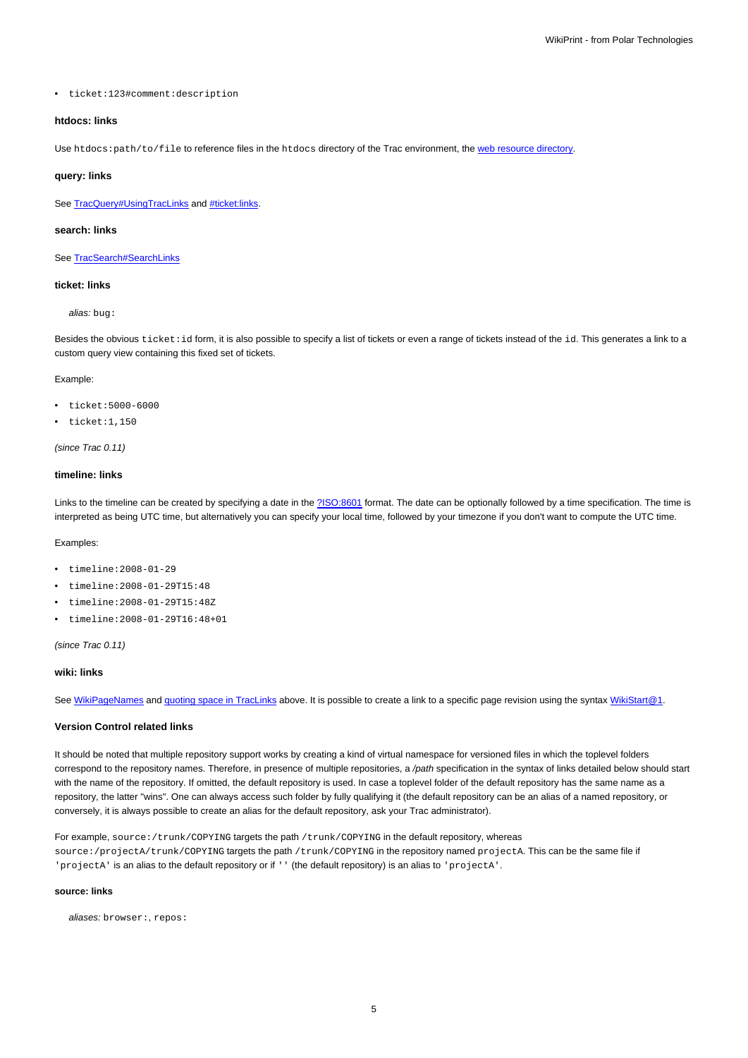- `ticket:123#comment:description`

#### htdocs: links

Use `htdocs:path/to/file` to reference files in the `htdocs` directory of the Trac environment, the web resource directory.

#### query: links

See TracQuery#UsingTracLinks and #ticket:links.

#### search: links

See TracSearch#SearchLinks

#### ticket: links

*alias:* `bug:`

Besides the obvious `ticket:id` form, it is also possible to specify a list of tickets or even a range of tickets instead of the `id`. This generates a link to a custom query view containing this fixed set of tickets.

Example:

- `ticket:5000-6000`
- `ticket:1,150`

*(since Trac 0.11)*

#### timeline: links

Links to the timeline can be created by specifying a date in the ?ISO:8601 format. The date can be optionally followed by a time specification. The time is interpreted as being UTC time, but alternatively you can specify your local time, followed by your timezone if you don't want to compute the UTC time.

Examples:

- `timeline:2008-01-29`
- `timeline:2008-01-29T15:48`
- `timeline:2008-01-29T15:48Z`
- `timeline:2008-01-29T16:48+01`

*(since Trac 0.11)*

#### wiki: links

See WikiPageNames and quoting space in TracLinks above. It is possible to create a link to a specific page revision using the syntax WikiStart@1.

### Version Control related links

It should be noted that multiple repository support works by creating a kind of virtual namespace for versioned files in which the toplevel folders correspond to the repository names. Therefore, in presence of multiple repositories, a */path* specification in the syntax of links detailed below should start with the name of the repository. If omitted, the default repository is used. In case a toplevel folder of the default repository has the same name as a repository, the latter "wins". One can always access such folder by fully qualifying it (the default repository can be an alias of a named repository, or conversely, it is always possible to create an alias for the default repository, ask your Trac administrator).

For example, `source:/trunk/COPYING` targets the path `/trunk/COPYING` in the default repository, whereas `source:/projectA/trunk/COPYING` targets the path `/trunk/COPYING` in the repository named `projectA`. This can be the same file if `'projectA'` is an alias to the default repository or if `''` (the default repository) is an alias to `'projectA'`.

#### source: links

*aliases:* `browser:`, `repos:`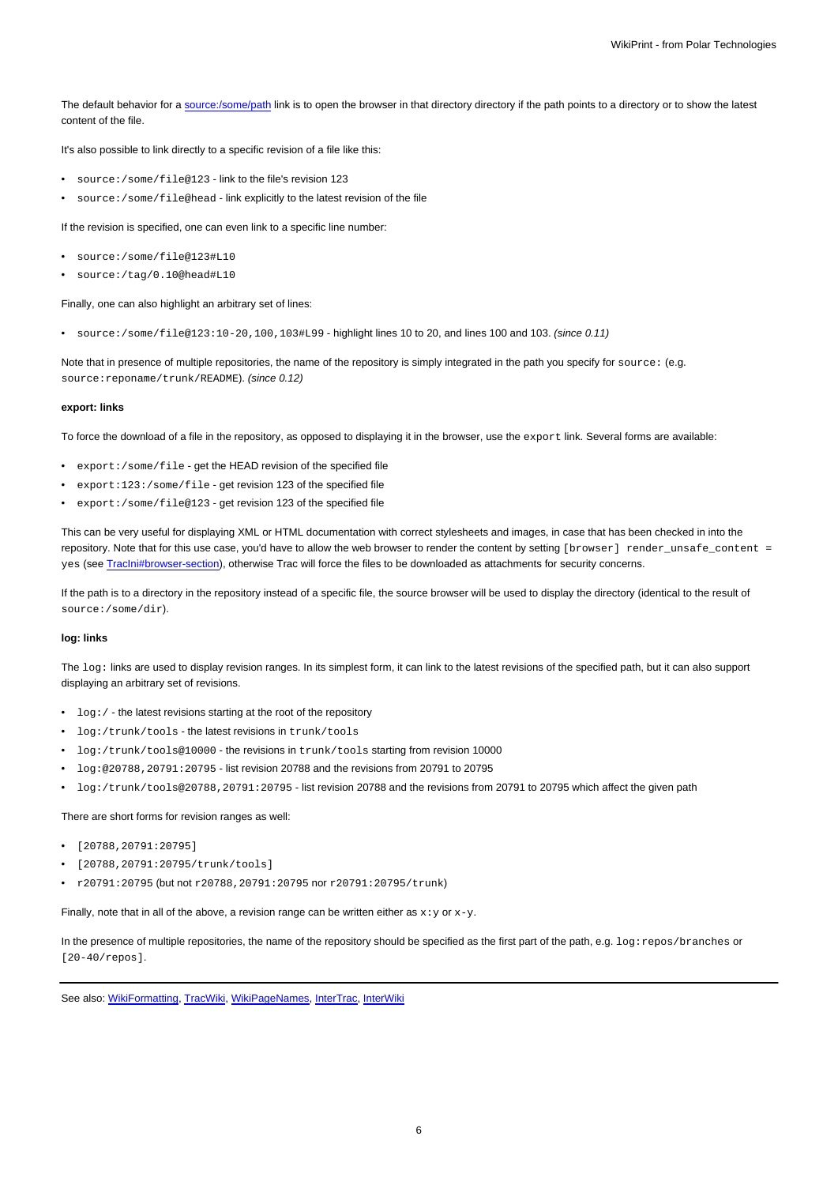The default behavior for a source:/some/path link is to open the browser in that directory directory if the path points to a directory or to show the latest content of the file.

It's also possible to link directly to a specific revision of a file like this:

- `source:/some/file@123` - link to the file's revision 123
- `source:/some/file@head` - link explicitly to the latest revision of the file

If the revision is specified, one can even link to a specific line number:

- `source:/some/file@123#L10`
- `source:/tag/0.10@head#L10`

Finally, one can also highlight an arbitrary set of lines:

- `source:/some/file@123:10-20,100,103#L99` - highlight lines 10 to 20, and lines 100 and 103. *(since 0.11)*

Note that in presence of multiple repositories, the name of the repository is simply integrated in the path you specify for `source:` (e.g. `source:reponame/trunk/README`). *(since 0.12)*

#### export: links

To force the download of a file in the repository, as opposed to displaying it in the browser, use the `export` link. Several forms are available:

- `export:/some/file` - get the HEAD revision of the specified file
- `export:123:/some/file` - get revision 123 of the specified file
- `export:/some/file@123` - get revision 123 of the specified file

This can be very useful for displaying XML or HTML documentation with correct stylesheets and images, in case that has been checked in into the repository. Note that for this use case, you'd have to allow the web browser to render the content by setting `[browser] render_unsafe_content = yes` (see TracIni#browser-section), otherwise Trac will force the files to be downloaded as attachments for security concerns.

If the path is to a directory in the repository instead of a specific file, the source browser will be used to display the directory (identical to the result of `source:/some/dir`).

#### log: links

The `log:` links are used to display revision ranges. In its simplest form, it can link to the latest revisions of the specified path, but it can also support displaying an arbitrary set of revisions.

- `log:/` - the latest revisions starting at the root of the repository
- `log:/trunk/tools` - the latest revisions in `trunk/tools`
- `log:/trunk/tools@10000` - the revisions in `trunk/tools` starting from revision 10000
- `log:@20788,20791:20795` - list revision 20788 and the revisions from 20791 to 20795
- `log:/trunk/tools@20788,20791:20795` - list revision 20788 and the revisions from 20791 to 20795 which affect the given path

There are short forms for revision ranges as well:

- `[20788,20791:20795]`
- `[20788,20791:20795/trunk/tools]`
- `r20791:20795` (but not `r20788,20791:20795` nor `r20791:20795/trunk`)

Finally, note that in all of the above, a revision range can be written either as `x:y` or `x-y`.

In the presence of multiple repositories, the name of the repository should be specified as the first part of the path, e.g. `log:repos/branches` or `[20-40/repos]`.

---

See also: WikiFormatting, TracWiki, WikiPageNames, InterTrac, InterWiki